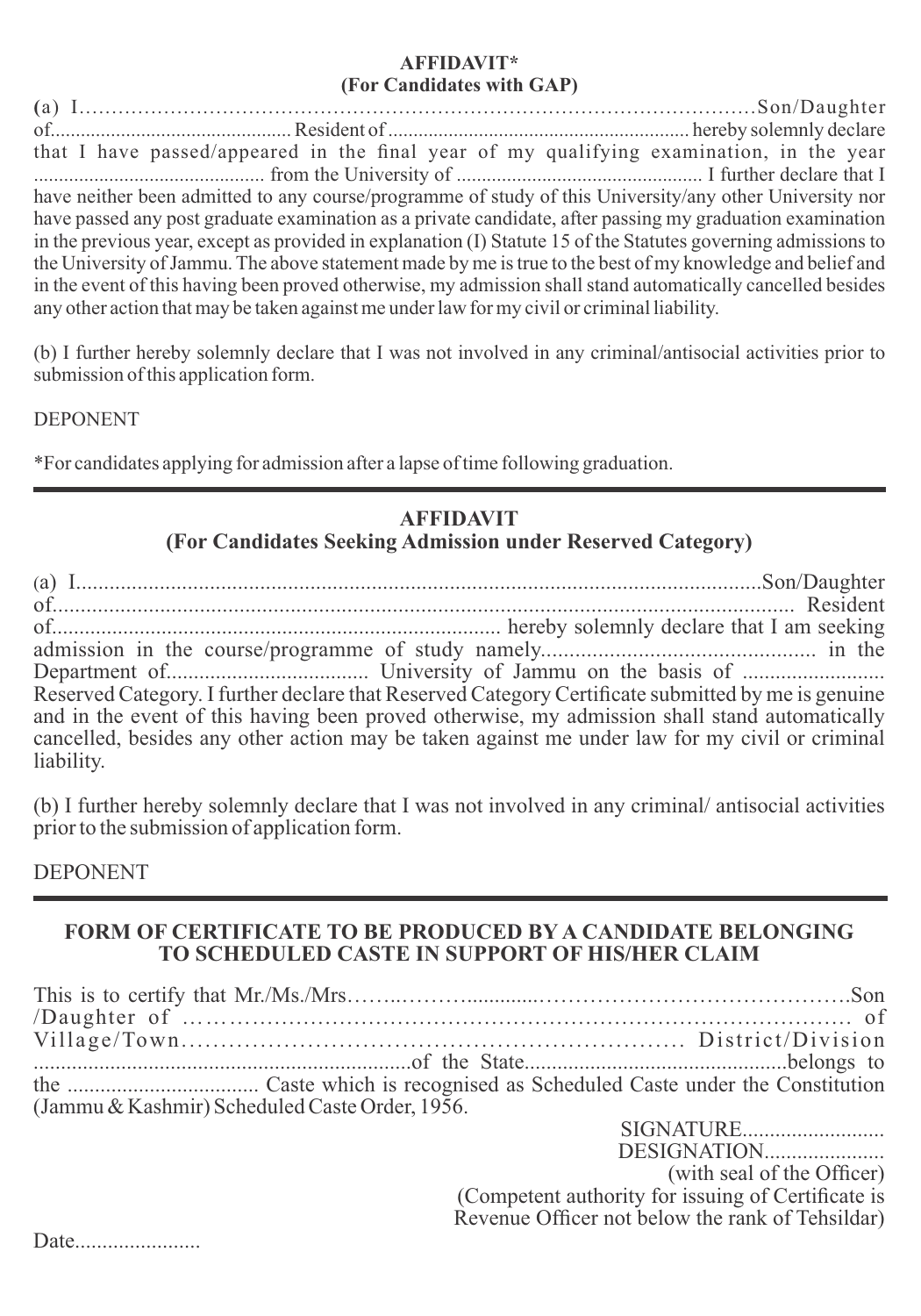**AFFIDAVIT***
**(For Candidates with GAP)**

(a) I………………………………………………………………………………………Son/Daughter of................................................ Resident of ........................................................... hereby solemnly declare that I have passed/appeared in the final year of my qualifying examination, in the year ............................................. from the University of ................................................ I further declare that I have neither been admitted to any course/programme of study of this University/any other University nor have passed any post graduate examination as a private candidate, after passing my graduation examination in the previous year, except as provided in explanation (I) Statute 15 of the Statutes governing admissions to the University of Jammu. The above statement made by me is true to the best of my knowledge and belief and in the event of this having been proved otherwise, my admission shall stand automatically cancelled besides any other action that may be taken against me under law for my civil or criminal liability.

(b) I further hereby solemnly declare that I was not involved in any criminal/antisocial activities prior to submission of this application form.

DEPONENT

*For candidates applying for admission after a lapse of time following graduation.

---

**AFFIDAVIT**
**(For Candidates Seeking Admission under Reserved Category)**

(a) I..........................................................................................................................Son/Daughter of.................................................................................................................................. Resident of................................................................................ hereby solemnly declare that I am seeking admission in the course/programme of study namely................................................ in the Department of.................................... University of Jammu on the basis of .......................... Reserved Category. I further declare that Reserved Category Certificate submitted by me is genuine and in the event of this having been proved otherwise, my admission shall stand automatically cancelled, besides any other action may be taken against me under law for my civil or criminal liability.

(b) I further hereby solemnly declare that I was not involved in any criminal/ antisocial activities prior to the submission of application form.

DEPONENT

---

**FORM OF CERTIFICATE TO BE PRODUCED BY A CANDIDATE BELONGING TO SCHEDULED CASTE IN SUPPORT OF HIS/HER CLAIM**

This is to certify that Mr./Ms./Mrs……..………............……………………………………Son /Daughter of ……………………………………………………………………………… of Village/Town…………………………………………………………… District/Division ....................................................................of the State...............................................belongs to the .................................. Caste which is recognised as Scheduled Caste under the Constitution (Jammu & Kashmir) Scheduled Caste Order, 1956.

SIGNATURE..........................
DESIGNATION.....................
(with seal of the Officer)
(Competent authority for issuing of Certificate is Revenue Officer not below the rank of Tehsildar)

Date.......................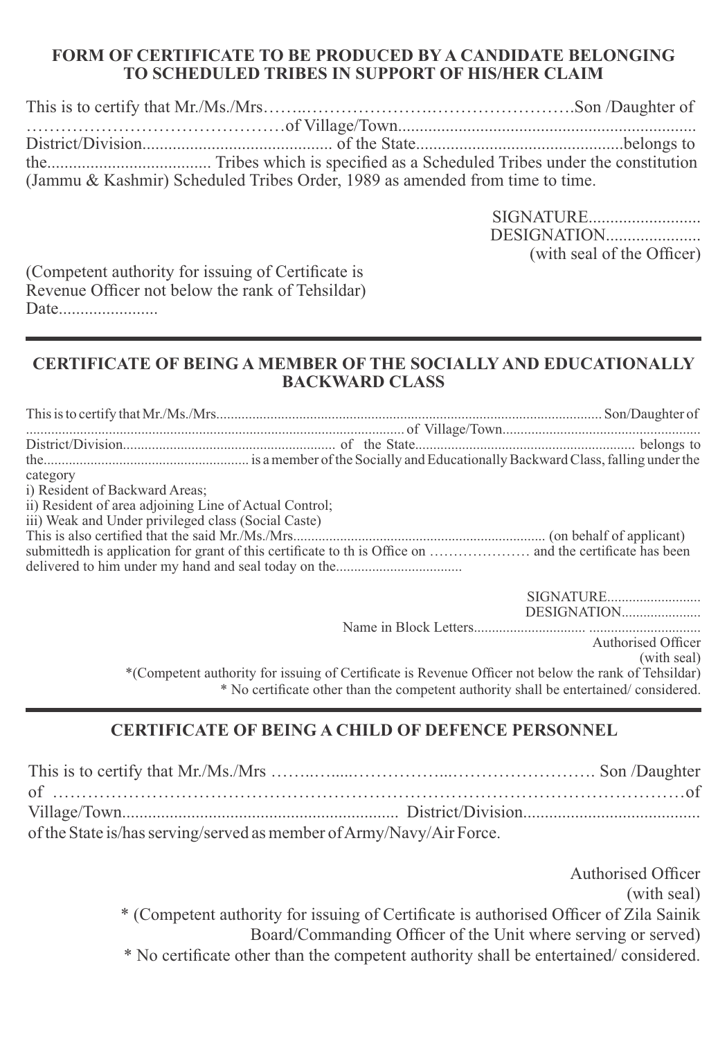## FORM OF CERTIFICATE TO BE PRODUCED BY A CANDIDATE BELONGING TO SCHEDULED TRIBES IN SUPPORT OF HIS/HER CLAIM

This is to certify that Mr./Ms./Mrs……..………………….…………………….Son /Daughter of ……………………………………of Village/Town.................................................................... District/Division........................................... of the State...............................................belongs to the...................................... Tribes which is specified as a Scheduled Tribes under the constitution (Jammu & Kashmir) Scheduled Tribes Order, 1989 as amended from time to time.

SIGNATURE.........................
DESIGNATION.....................
(with seal of the Officer)

(Competent authority for issuing of Certificate is Revenue Officer not below the rank of Tehsildar)
Date.......................

---

## CERTIFICATE OF BEING A MEMBER OF THE SOCIALLY AND EDUCATIONALLY BACKWARD CLASS

This is to certify that Mr./Ms./Mrs........................................................................................................ Son/Daughter of ...................................................................................................... of Village/Town...................................................... District/Division........................................................ of the State........................................................... belongs to the........................................................ is a member of the Socially and Educationally Backward Class, falling under the category

i) Resident of Backward Areas;
ii) Resident of area adjoining Line of Actual Control;
iii) Weak and Under privileged class (Social Caste)

This is also certified that the said Mr./Ms./Mrs..................................................................... (on behalf of applicant) submittedh is application for grant of this certificate to th is Office on ………………… and the certificate has been delivered to him under my hand and seal today on the..................................

SIGNATURE.........................
DESIGNATION.....................
Name in Block Letters.............................. ..............................
Authorised Officer
(with seal)

*(Competent authority for issuing of Certificate is Revenue Officer not below the rank of Tehsildar)
* No certificate other than the competent authority shall be entertained/ considered.

---

## CERTIFICATE OF BEING A CHILD OF DEFENCE PERSONNEL

This is to certify that Mr./Ms./Mrs ……..…....……………...……………………. Son /Daughter of ………………………………………………………………………………………………of Village/Town................................................................. District/Division......................................... of the State is/has serving/served as member of Army/Navy/Air Force.

Authorised Officer
(with seal)

* (Competent authority for issuing of Certificate is authorised Officer of Zila Sainik Board/Commanding Officer of the Unit where serving or served)
* No certificate other than the competent authority shall be entertained/ considered.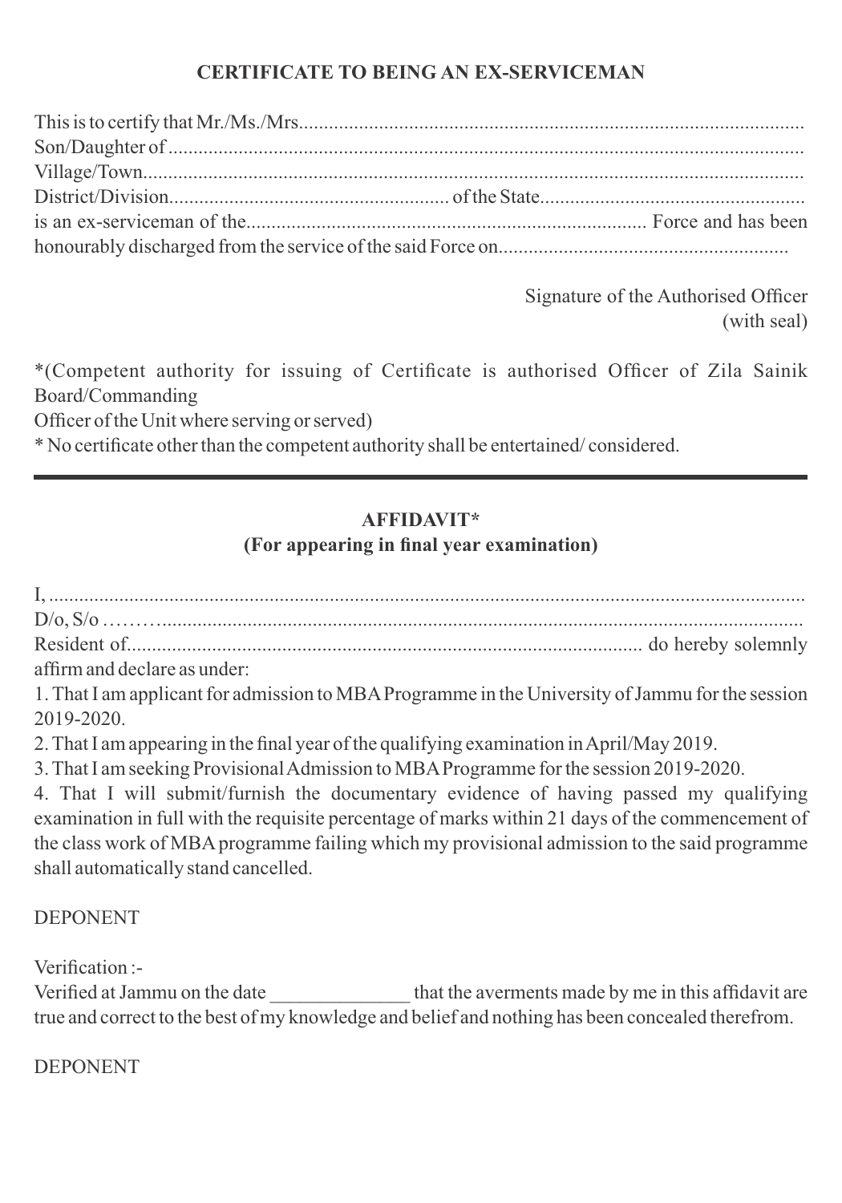## CERTIFICATE TO BEING AN EX-SERVICEMAN

This is to certify that Mr./Ms./Mrs......................................................................................................
Son/Daughter of ...............................................................................................................
Village/Town.....................................................................................................................
District/Division....................................................... of the State....................................................
is an ex-serviceman of the............................................................................... Force and has been honourably discharged from the service of the said Force on.........................................................

Signature of the Authorised Officer
(with seal)

*(Competent authority for issuing of Certificate is authorised Officer of Zila Sainik Board/Commanding
Officer of the Unit where serving or served)
* No certificate other than the competent authority shall be entertained/ considered.

---

## AFFIDAVIT*
### (For appearing in final year examination)

I, ........................................................................................................................................
D/o, S/o ………...............................................................................................................
Resident of..................................................................................................... do hereby solemnly affirm and declare as under:

1. That I am applicant for admission to MBA Programme in the University of Jammu for the session 2019-2020.
2. That I am appearing in the final year of the qualifying examination in April/May 2019.
3. That I am seeking Provisional Admission to MBA Programme for the session 2019-2020.
4. That I will submit/furnish the documentary evidence of having passed my qualifying examination in full with the requisite percentage of marks within 21 days of the commencement of the class work of MBA programme failing which my provisional admission to the said programme shall automatically stand cancelled.

DEPONENT

Verification :-
Verified at Jammu on the date ______________ that the averments made by me in this affidavit are true and correct to the best of my knowledge and belief and nothing has been concealed therefrom.

DEPONENT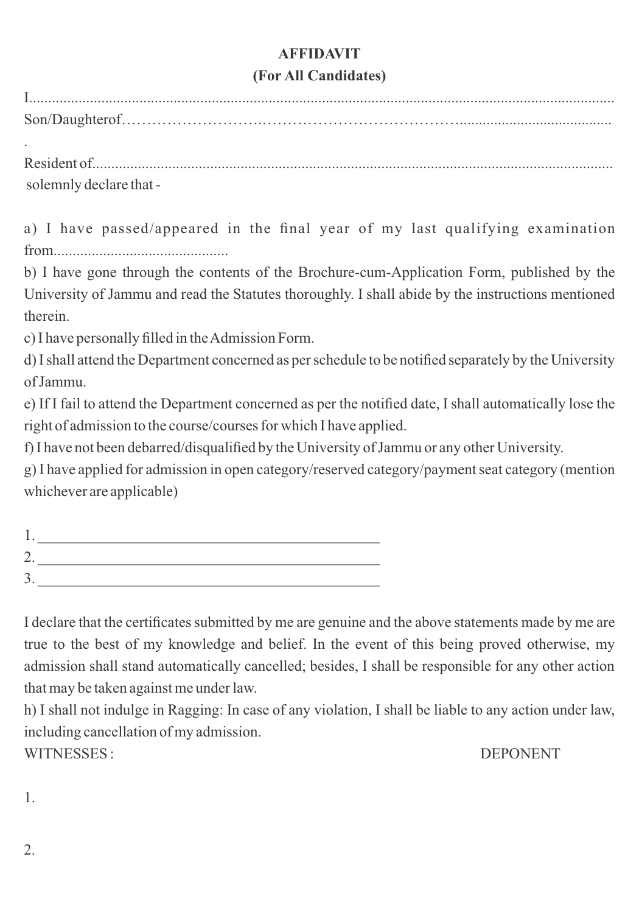**AFFIDAVIT**

**(For All Candidates)**

I.........................................................................................................................................................

Son/Daughterof…………………….…………………………………….........................................

.

Resident of.........................................................................................................................................

solemnly declare that -

a) I have passed/appeared in the final year of my last qualifying examination from.............................................

b) I have gone through the contents of the Brochure-cum-Application Form, published by the University of Jammu and read the Statutes thoroughly. I shall abide by the instructions mentioned therein.

c) I have personally filled in the Admission Form.

d) I shall attend the Department concerned as per schedule to be notified separately by the University of Jammu.

e) If I fail to attend the Department concerned as per the notified date, I shall automatically lose the right of admission to the course/courses for which I have applied.

f) I have not been debarred/disqualified by the University of Jammu or any other University.

g) I have applied for admission in open category/reserved category/payment seat category (mention whichever are applicable)

1. ________________________________________________
2. ________________________________________________
3. ________________________________________________

I declare that the certificates submitted by me are genuine and the above statements made by me are true to the best of my knowledge and belief. In the event of this being proved otherwise, my admission shall stand automatically cancelled; besides, I shall be responsible for any other action that may be taken against me under law.

h) I shall not indulge in Ragging: In case of any violation, I shall be liable to any action under law, including cancellation of my admission.

WITNESSES : DEPONENT

1.

2.